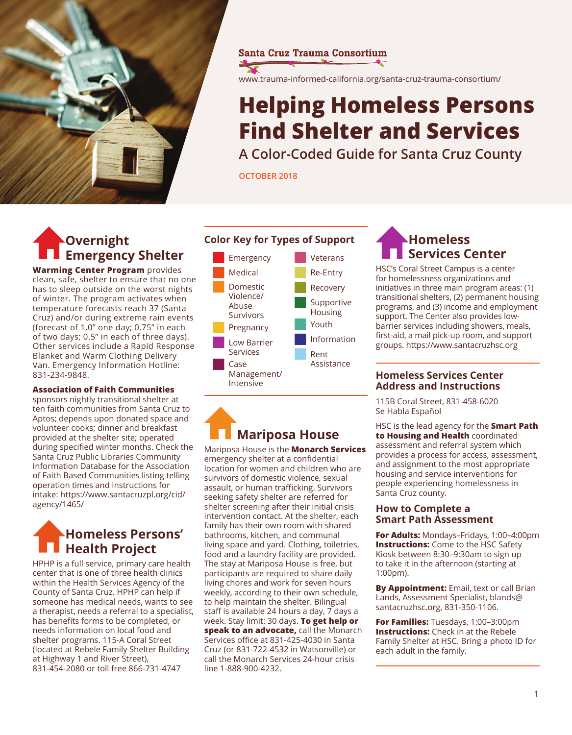Santa Cruz Trauma Consortium

www.trauma-informed-california.org/santa-cruz-trauma-consortium/

# Helping Homeless Persons Find Shelter and Services

## A Color-Coded Guide for Santa Cruz County

OCTOBER 2018

## Overnight Emergency Shelter

**Warming Center Program** provides clean, safe, shelter to ensure that no one has to sleep outside on the worst nights of winter. The program activates when temperature forecasts reach 37 (Santa Cruz) and/or during extreme rain events (forecast of 1.0" one day; 0.75" in each of two days; 0.5" in each of three days). Other services include a Rapid Response Blanket and Warm Clothing Delivery Van. Emergency Information Hotline: 831-234-9848.

**Association of Faith Communities** sponsors nightly transitional shelter at ten faith communities from Santa Cruz to Aptos; depends upon donated space and volunteer cooks; dinner and breakfast provided at the shelter site; operated during specified winter months. Check the Santa Cruz Public Libraries Community Information Database for the Association of Faith Based Communities listing telling operation times and instructions for intake: https://www.santacruzpl.org/cid/agency/1465/

## Homeless Persons' Health Project

HPHP is a full service, primary care health center that is one of three health clinics within the Health Services Agency of the County of Santa Cruz. HPHP can help if someone has medical needs, wants to see a therapist, needs a referral to a specialist, has benefits forms to be completed, or needs information on local food and shelter programs. 115-A Coral Street (located at Rebele Family Shelter Building at Highway 1 and River Street), 831-454-2080 or toll free 866-731-4747

## Color Key for Types of Support

- Emergency
- Medical
- Domestic Violence/Abuse Survivors
- Pregnancy
- Low Barrier Services
- Case Management/Intensive
- Veterans
- Re-Entry
- Recovery
- Supportive Housing
- Youth
- Information
- Rent Assistance

## Mariposa House

Mariposa House is the **Monarch Services** emergency shelter at a confidential location for women and children who are survivors of domestic violence, sexual assault, or human trafficking. Survivors seeking safety shelter are referred for shelter screening after their initial crisis intervention contact. At the shelter, each family has their own room with shared bathrooms, kitchen, and communal living space and yard. Clothing, toiletries, food and a laundry facility are provided. The stay at Mariposa House is free, but participants are required to share daily living chores and work for seven hours weekly, according to their own schedule, to help maintain the shelter. Bilingual staff is available 24 hours a day, 7 days a week. Stay limit: 30 days. **To get help or speak to an advocate,** call the Monarch Services office at 831-425-4030 in Santa Cruz (or 831-722-4532 in Watsonville) or call the Monarch Services 24-hour crisis line 1-888-900-4232.

## Homeless Services Center

HSC's Coral Street Campus is a center for homelessness organizations and initiatives in three main program areas: (1) transitional shelters, (2) permanent housing programs, and (3) income and employment support. The Center also provides low-barrier services including showers, meals, first-aid, a mail pick-up room, and support groups. https://www.santacruzhsc.org

### Homeless Services Center Address and Instructions

115B Coral Street, 831-458-6020
Se Habla Español

HSC is the lead agency for the **Smart Path to Housing and Health** coordinated assessment and referral system which provides a process for access, assessment, and assignment to the most appropriate housing and service interventions for people experiencing homelessness in Santa Cruz county.

### How to Complete a Smart Path Assessment

**For Adults:** Mondays–Fridays, 1:00–4:00pm
**Instructions:** Come to the HSC Safety Kiosk between 8:30–9:30am to sign up to take it in the afternoon (starting at 1:00pm).

**By Appointment:** Email, text or call Brian Lands, Assessment Specialist, blands@santacruzhsc.org, 831-350-1106.

**For Families:** Tuesdays, 1:00–3:00pm
**Instructions:** Check in at the Rebele Family Shelter at HSC. Bring a photo ID for each adult in the family.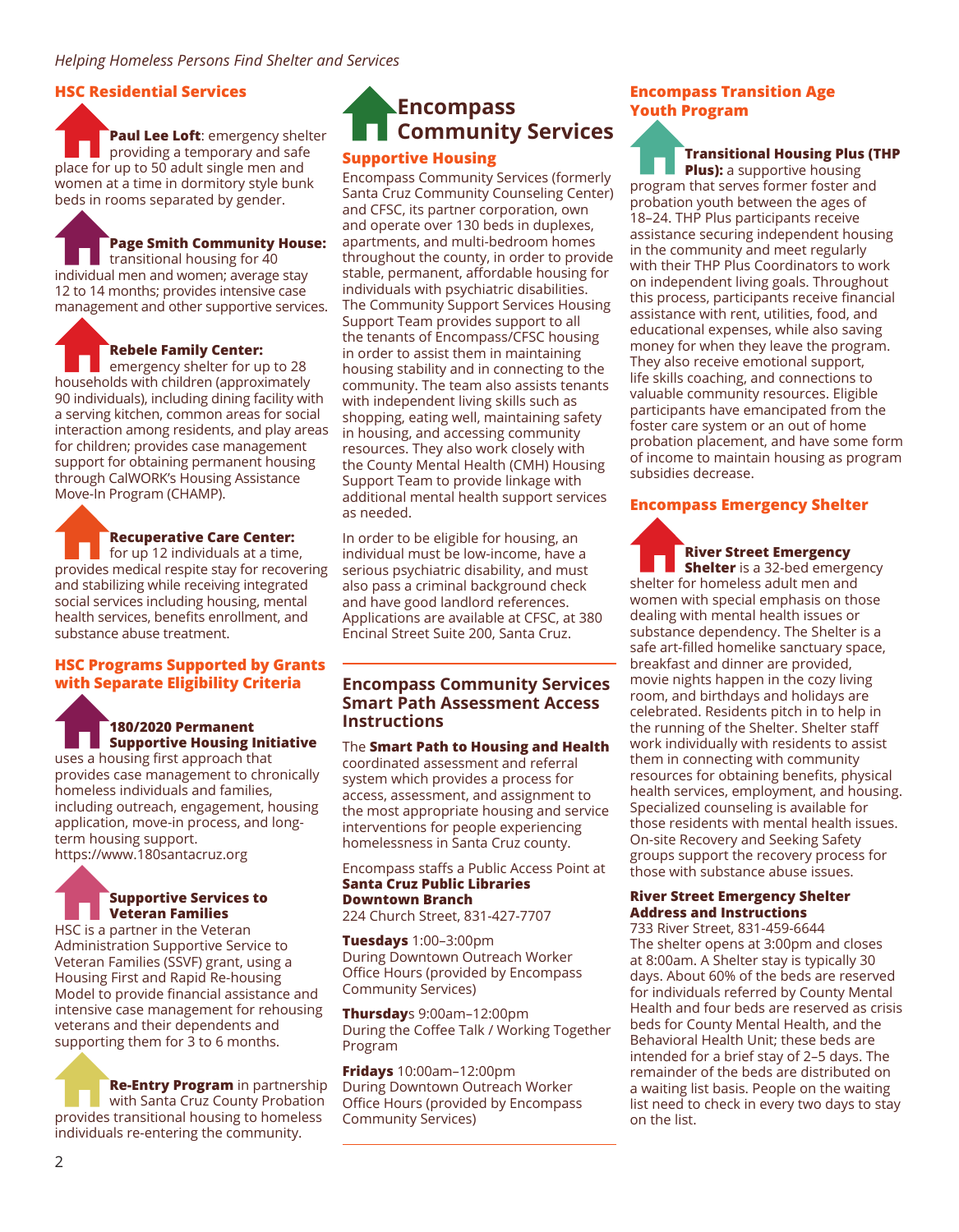## HSC Residential Services

**Paul Lee Loft**: emergency shelter providing a temporary and safe place for up to 50 adult single men and women at a time in dormitory style bunk beds in rooms separated by gender.

**Page Smith Community House:** transitional housing for 40 individual men and women; average stay 12 to 14 months; provides intensive case management and other supportive services.

**Rebele Family Center:** emergency shelter for up to 28 households with children (approximately 90 individuals), including dining facility with a serving kitchen, common areas for social interaction among residents, and play areas for children; provides case management support for obtaining permanent housing through CalWORK's Housing Assistance Move-In Program (CHAMP).

**Recuperative Care Center:** for up 12 individuals at a time, provides medical respite stay for recovering and stabilizing while receiving integrated social services including housing, mental health services, benefits enrollment, and substance abuse treatment.

## HSC Programs Supported by Grants with Separate Eligibility Criteria

**180/2020 Permanent Supportive Housing Initiative** uses a housing first approach that provides case management to chronically homeless individuals and families, including outreach, engagement, housing application, move-in process, and long-term housing support. https://www.180santacruz.org

**Supportive Services to Veteran Families**
HSC is a partner in the Veteran Administration Supportive Service to Veteran Families (SSVF) grant, using a Housing First and Rapid Re-housing Model to provide financial assistance and intensive case management for rehousing veterans and their dependents and supporting them for 3 to 6 months.

**Re-Entry Program** in partnership with Santa Cruz County Probation provides transitional housing to homeless individuals re-entering the community.

# Encompass Community Services

## Supportive Housing

Encompass Community Services (formerly Santa Cruz Community Counseling Center) and CFSC, its partner corporation, own and operate over 130 beds in duplexes, apartments, and multi-bedroom homes throughout the county, in order to provide stable, permanent, affordable housing for individuals with psychiatric disabilities. The Community Support Services Housing Support Team provides support to all the tenants of Encompass/CFSC housing in order to assist them in maintaining housing stability and in connecting to the community. The team also assists tenants with independent living skills such as shopping, eating well, maintaining safety in housing, and accessing community resources. They also work closely with the County Mental Health (CMH) Housing Support Team to provide linkage with additional mental health support services as needed.

In order to be eligible for housing, an individual must be low-income, have a serious psychiatric disability, and must also pass a criminal background check and have good landlord references. Applications are available at CFSC, at 380 Encinal Street Suite 200, Santa Cruz.

## Encompass Community Services Smart Path Assessment Access Instructions

The **Smart Path to Housing and Health** coordinated assessment and referral system which provides a process for access, assessment, and assignment to the most appropriate housing and service interventions for people experiencing homelessness in Santa Cruz county.

Encompass staffs a Public Access Point at **Santa Cruz Public Libraries Downtown Branch**
224 Church Street, 831-427-7707

**Tuesdays** 1:00–3:00pm
During Downtown Outreach Worker Office Hours (provided by Encompass Community Services)

**Thursday**s 9:00am–12:00pm
During the Coffee Talk / Working Together Program

**Fridays** 10:00am–12:00pm
During Downtown Outreach Worker Office Hours (provided by Encompass Community Services)

## Encompass Transition Age Youth Program

**Transitional Housing Plus (THP Plus):** a supportive housing program that serves former foster and probation youth between the ages of 18–24. THP Plus participants receive assistance securing independent housing in the community and meet regularly with their THP Plus Coordinators to work on independent living goals. Throughout this process, participants receive financial assistance with rent, utilities, food, and educational expenses, while also saving money for when they leave the program. They also receive emotional support, life skills coaching, and connections to valuable community resources. Eligible participants have emancipated from the foster care system or an out of home probation placement, and have some form of income to maintain housing as program subsidies decrease.

## Encompass Emergency Shelter

**River Street Emergency Shelter** is a 32-bed emergency shelter for homeless adult men and women with special emphasis on those dealing with mental health issues or substance dependency. The Shelter is a safe art-filled homelike sanctuary space, breakfast and dinner are provided, movie nights happen in the cozy living room, and birthdays and holidays are celebrated. Residents pitch in to help in the running of the Shelter. Shelter staff work individually with residents to assist them in connecting with community resources for obtaining benefits, physical health services, employment, and housing. Specialized counseling is available for those residents with mental health issues. On-site Recovery and Seeking Safety groups support the recovery process for those with substance abuse issues.

**River Street Emergency Shelter Address and Instructions**
733 River Street, 831-459-6644
The shelter opens at 3:00pm and closes at 8:00am. A Shelter stay is typically 30 days. About 60% of the beds are reserved for individuals referred by County Mental Health and four beds are reserved as crisis beds for County Mental Health, and the Behavioral Health Unit; these beds are intended for a brief stay of 2–5 days. The remainder of the beds are distributed on a waiting list basis. People on the waiting list need to check in every two days to stay on the list.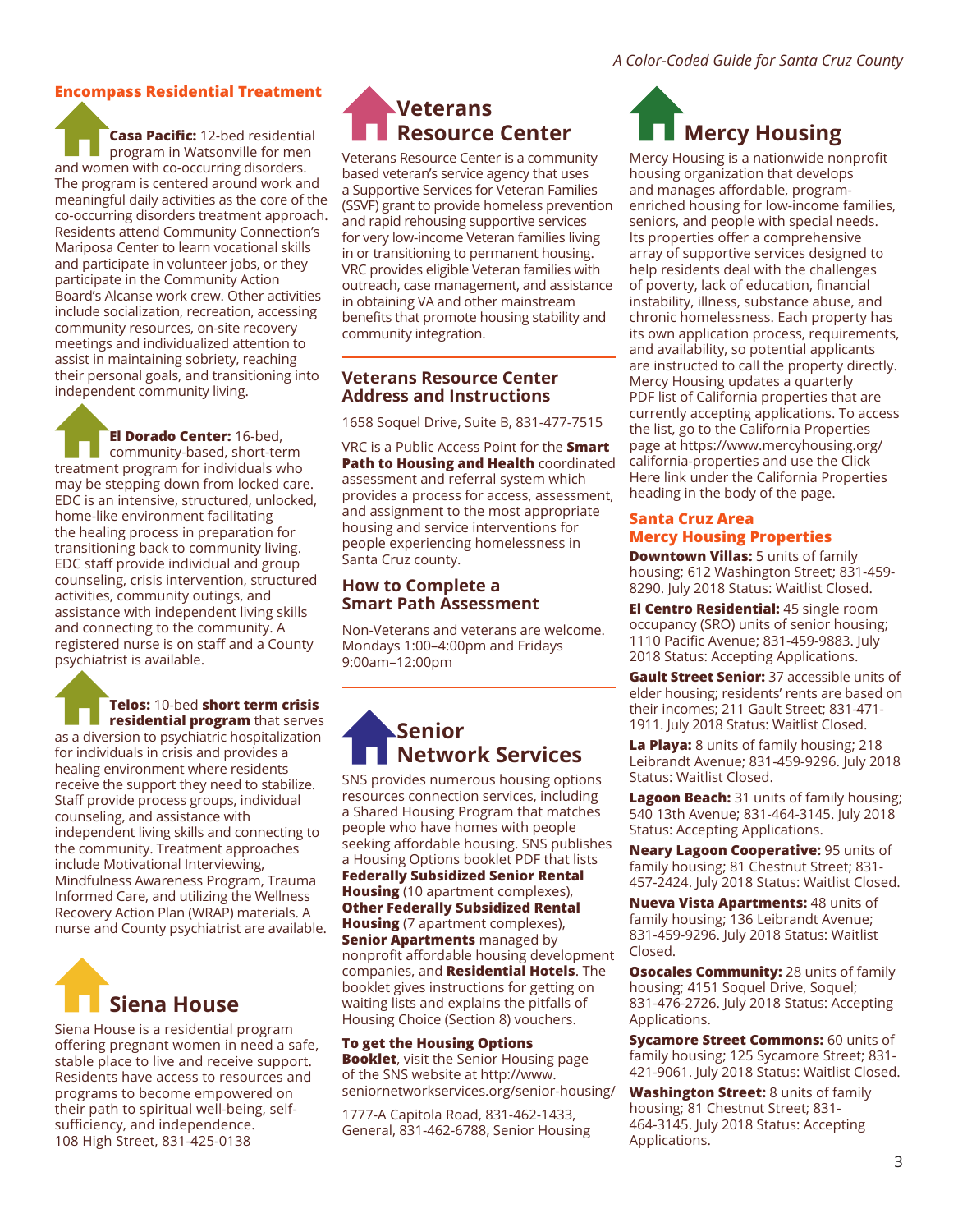## Encompass Residential Treatment

**Casa Pacific:** 12-bed residential program in Watsonville for men and women with co-occurring disorders. The program is centered around work and meaningful daily activities as the core of the co-occurring disorders treatment approach. Residents attend Community Connection's Mariposa Center to learn vocational skills and participate in volunteer jobs, or they participate in the Community Action Board's Alcanse work crew. Other activities include socialization, recreation, accessing community resources, on-site recovery meetings and individualized attention to assist in maintaining sobriety, reaching their personal goals, and transitioning into independent community living.

**El Dorado Center:** 16-bed, community-based, short-term treatment program for individuals who may be stepping down from locked care. EDC is an intensive, structured, unlocked, home-like environment facilitating the healing process in preparation for transitioning back to community living. EDC staff provide individual and group counseling, crisis intervention, structured activities, community outings, and assistance with independent living skills and connecting to the community. A registered nurse is on staff and a County psychiatrist is available.

**Telos:** 10-bed **short term crisis residential program** that serves as a diversion to psychiatric hospitalization for individuals in crisis and provides a healing environment where residents receive the support they need to stabilize. Staff provide process groups, individual counseling, and assistance with independent living skills and connecting to the community. Treatment approaches include Motivational Interviewing, Mindfulness Awareness Program, Trauma Informed Care, and utilizing the Wellness Recovery Action Plan (WRAP) materials. A nurse and County psychiatrist are available.

## Siena House

Siena House is a residential program offering pregnant women in need a safe, stable place to live and receive support. Residents have access to resources and programs to become empowered on their path to spiritual well-being, self-sufficiency, and independence.
108 High Street, 831-425-0138

## Veterans Resource Center

Veterans Resource Center is a community based veteran's service agency that uses a Supportive Services for Veteran Families (SSVF) grant to provide homeless prevention and rapid rehousing supportive services for very low-income Veteran families living in or transitioning to permanent housing. VRC provides eligible Veteran families with outreach, case management, and assistance in obtaining VA and other mainstream benefits that promote housing stability and community integration.

### Veterans Resource Center Address and Instructions

1658 Soquel Drive, Suite B, 831-477-7515

VRC is a Public Access Point for the **Smart Path to Housing and Health** coordinated assessment and referral system which provides a process for access, assessment, and assignment to the most appropriate housing and service interventions for people experiencing homelessness in Santa Cruz county.

### How to Complete a Smart Path Assessment

Non-Veterans and veterans are welcome. Mondays 1:00–4:00pm and Fridays 9:00am–12:00pm

## Senior Network Services

SNS provides numerous housing options resources connection services, including a Shared Housing Program that matches people who have homes with people seeking affordable housing. SNS publishes a Housing Options booklet PDF that lists **Federally Subsidized Senior Rental Housing** (10 apartment complexes), **Other Federally Subsidized Rental Housing** (7 apartment complexes), **Senior Apartments** managed by nonprofit affordable housing development companies, and **Residential Hotels**. The booklet gives instructions for getting on waiting lists and explains the pitfalls of Housing Choice (Section 8) vouchers.

**To get the Housing Options Booklet**, visit the Senior Housing page of the SNS website at http://www.seniornetworkservices.org/senior-housing/

1777-A Capitola Road, 831-462-1433, General, 831-462-6788, Senior Housing

## Mercy Housing

Mercy Housing is a nationwide nonprofit housing organization that develops and manages affordable, program-enriched housing for low-income families, seniors, and people with special needs. Its properties offer a comprehensive array of supportive services designed to help residents deal with the challenges of poverty, lack of education, financial instability, illness, substance abuse, and chronic homelessness. Each property has its own application process, requirements, and availability, so potential applicants are instructed to call the property directly. Mercy Housing updates a quarterly PDF list of California properties that are currently accepting applications. To access the list, go to the California Properties page at https://www.mercyhousing.org/california-properties and use the Click Here link under the California Properties heading in the body of the page.

### Santa Cruz Area Mercy Housing Properties

**Downtown Villas:** 5 units of family housing; 612 Washington Street; 831-459-8290. July 2018 Status: Waitlist Closed.

**El Centro Residential:** 45 single room occupancy (SRO) units of senior housing; 1110 Pacific Avenue; 831-459-9883. July 2018 Status: Accepting Applications.

**Gault Street Senior:** 37 accessible units of elder housing; residents' rents are based on their incomes; 211 Gault Street; 831-471-1911. July 2018 Status: Waitlist Closed.

**La Playa:** 8 units of family housing; 218 Leibrandt Avenue; 831-459-9296. July 2018 Status: Waitlist Closed.

**Lagoon Beach:** 31 units of family housing; 540 13th Avenue; 831-464-3145. July 2018 Status: Accepting Applications.

**Neary Lagoon Cooperative:** 95 units of family housing; 81 Chestnut Street; 831-457-2424. July 2018 Status: Waitlist Closed.

**Nueva Vista Apartments:** 48 units of family housing; 136 Leibrandt Avenue; 831-459-9296. July 2018 Status: Waitlist Closed.

**Osocales Community:** 28 units of family housing; 4151 Soquel Drive, Soquel; 831-476-2726. July 2018 Status: Accepting Applications.

**Sycamore Street Commons:** 60 units of family housing; 125 Sycamore Street; 831-421-9061. July 2018 Status: Waitlist Closed.

**Washington Street:** 8 units of family housing; 81 Chestnut Street; 831-464-3145. July 2018 Status: Accepting Applications.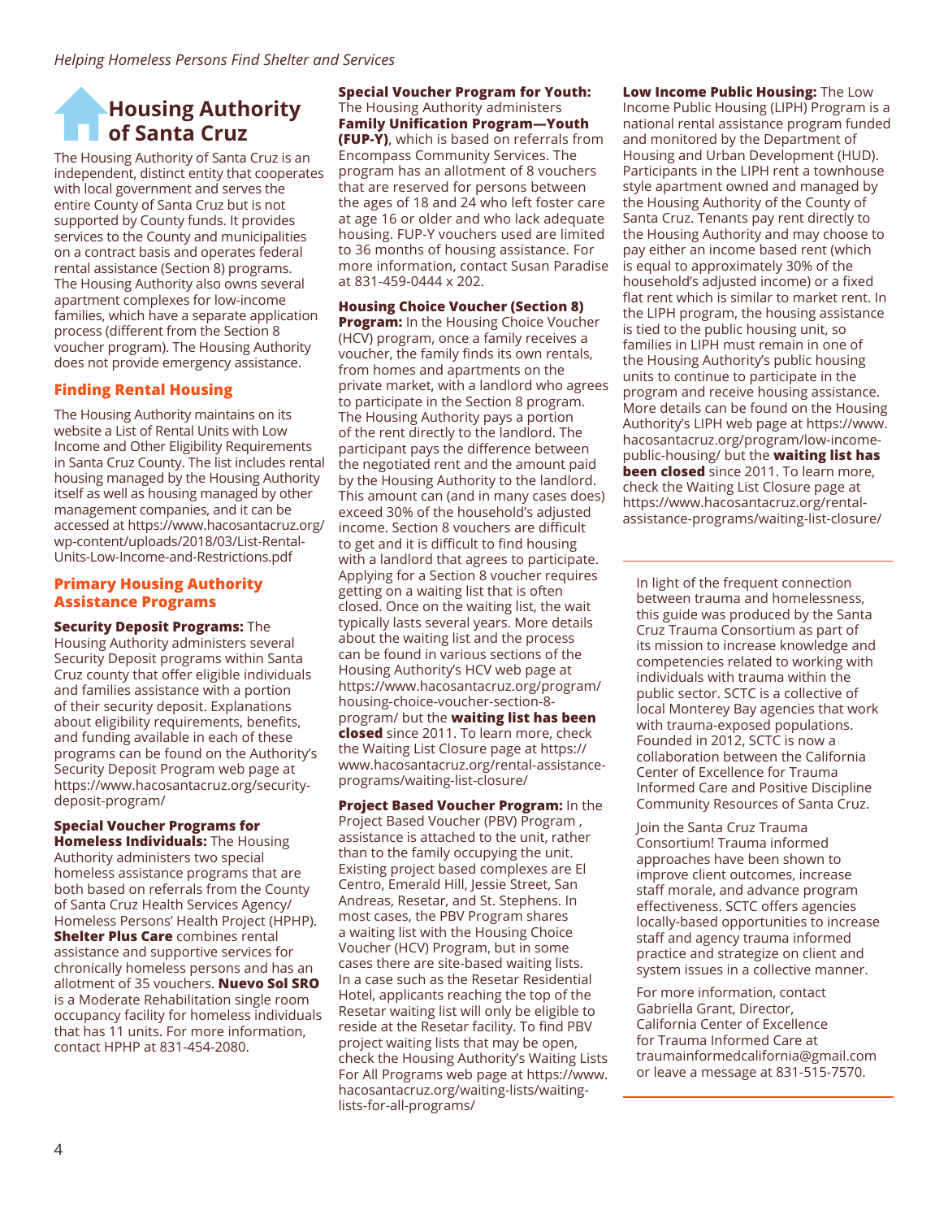# Housing Authority of Santa Cruz

The Housing Authority of Santa Cruz is an independent, distinct entity that cooperates with local government and serves the entire County of Santa Cruz but is not supported by County funds. It provides services to the County and municipalities on a contract basis and operates federal rental assistance (Section 8) programs. The Housing Authority also owns several apartment complexes for low-income families, which have a separate application process (different from the Section 8 voucher program). The Housing Authority does not provide emergency assistance.

## Finding Rental Housing

The Housing Authority maintains on its website a List of Rental Units with Low Income and Other Eligibility Requirements in Santa Cruz County. The list includes rental housing managed by the Housing Authority itself as well as housing managed by other management companies, and it can be accessed at https://www.hacosantacruz.org/wp-content/uploads/2018/03/List-Rental-Units-Low-Income-and-Restrictions.pdf

## Primary Housing Authority Assistance Programs

**Security Deposit Programs:** The Housing Authority administers several Security Deposit programs within Santa Cruz county that offer eligible individuals and families assistance with a portion of their security deposit. Explanations about eligibility requirements, benefits, and funding available in each of these programs can be found on the Authority's Security Deposit Program web page at https://www.hacosantacruz.org/security-deposit-program/

**Special Voucher Programs for Homeless Individuals:** The Housing Authority administers two special homeless assistance programs that are both based on referrals from the County of Santa Cruz Health Services Agency/ Homeless Persons' Health Project (HPHP). **Shelter Plus Care** combines rental assistance and supportive services for chronically homeless persons and has an allotment of 35 vouchers. **Nuevo Sol SRO** is a Moderate Rehabilitation single room occupancy facility for homeless individuals that has 11 units. For more information, contact HPHP at 831-454-2080.

**Special Voucher Program for Youth:** The Housing Authority administers **Family Unification Program—Youth (FUP-Y)**, which is based on referrals from Encompass Community Services. The program has an allotment of 8 vouchers that are reserved for persons between the ages of 18 and 24 who left foster care at age 16 or older and who lack adequate housing. FUP-Y vouchers used are limited to 36 months of housing assistance. For more information, contact Susan Paradise at 831-459-0444 x 202.

**Housing Choice Voucher (Section 8) Program:** In the Housing Choice Voucher (HCV) program, once a family receives a voucher, the family finds its own rentals, from homes and apartments on the private market, with a landlord who agrees to participate in the Section 8 program. The Housing Authority pays a portion of the rent directly to the landlord. The participant pays the difference between the negotiated rent and the amount paid by the Housing Authority to the landlord. This amount can (and in many cases does) exceed 30% of the household's adjusted income. Section 8 vouchers are difficult to get and it is difficult to find housing with a landlord that agrees to participate. Applying for a Section 8 voucher requires getting on a waiting list that is often closed. Once on the waiting list, the wait typically lasts several years. More details about the waiting list and the process can be found in various sections of the Housing Authority's HCV web page at https://www.hacosantacruz.org/program/housing-choice-voucher-section-8-program/ but the **waiting list has been closed** since 2011. To learn more, check the Waiting List Closure page at https://www.hacosantacruz.org/rental-assistance-programs/waiting-list-closure/

**Project Based Voucher Program:** In the Project Based Voucher (PBV) Program , assistance is attached to the unit, rather than to the family occupying the unit. Existing project based complexes are El Centro, Emerald Hill, Jessie Street, San Andreas, Resetar, and St. Stephens. In most cases, the PBV Program shares a waiting list with the Housing Choice Voucher (HCV) Program, but in some cases there are site-based waiting lists. In a case such as the Resetar Residential Hotel, applicants reaching the top of the Resetar waiting list will only be eligible to reside at the Resetar facility. To find PBV project waiting lists that may be open, check the Housing Authority's Waiting Lists For All Programs web page at https://www.hacosantacruz.org/waiting-lists/waiting-lists-for-all-programs/

**Low Income Public Housing:** The Low Income Public Housing (LIPH) Program is a national rental assistance program funded and monitored by the Department of Housing and Urban Development (HUD). Participants in the LIPH rent a townhouse style apartment owned and managed by the Housing Authority of the County of Santa Cruz. Tenants pay rent directly to the Housing Authority and may choose to pay either an income based rent (which is equal to approximately 30% of the household's adjusted income) or a fixed flat rent which is similar to market rent. In the LIPH program, the housing assistance is tied to the public housing unit, so families in LIPH must remain in one of the Housing Authority's public housing units to continue to participate in the program and receive housing assistance. More details can be found on the Housing Authority's LIPH web page at https://www.hacosantacruz.org/program/low-income-public-housing/ but the **waiting list has been closed** since 2011. To learn more, check the Waiting List Closure page at https://www.hacosantacruz.org/rental-assistance-programs/waiting-list-closure/

---

In light of the frequent connection between trauma and homelessness, this guide was produced by the Santa Cruz Trauma Consortium as part of its mission to increase knowledge and competencies related to working with individuals with trauma within the public sector. SCTC is a collective of local Monterey Bay agencies that work with trauma-exposed populations. Founded in 2012, SCTC is now a collaboration between the California Center of Excellence for Trauma Informed Care and Positive Discipline Community Resources of Santa Cruz.

Join the Santa Cruz Trauma Consortium! Trauma informed approaches have been shown to improve client outcomes, increase staff morale, and advance program effectiveness. SCTC offers agencies locally-based opportunities to increase staff and agency trauma informed practice and strategize on client and system issues in a collective manner.

For more information, contact Gabriella Grant, Director, California Center of Excellence for Trauma Informed Care at traumainformedcalifornia@gmail.com or leave a message at 831-515-7570.

---